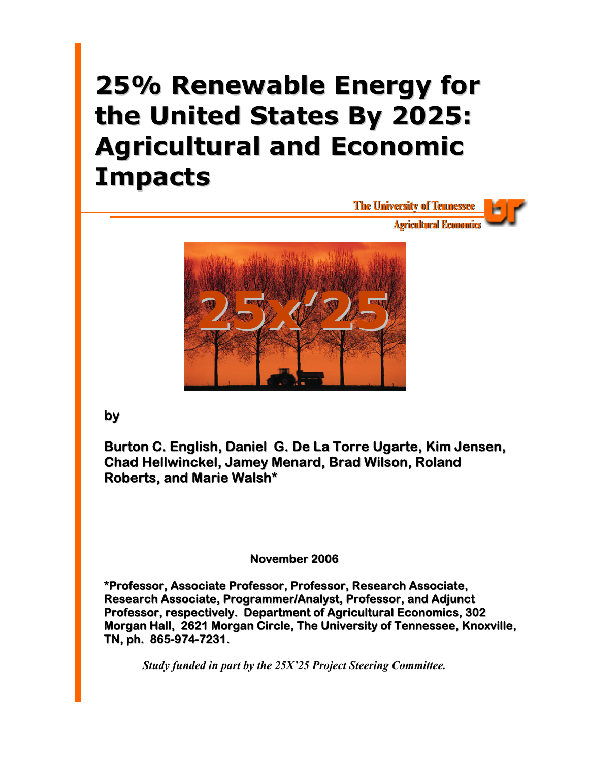# 25% Renewable Energy for the United States By 2025: Agricultural and Economic Impacts

The University of Tennessee
Agricultural Economics

**by**

**Burton C. English, Daniel G. De La Torre Ugarte, Kim Jensen, Chad Hellwinckel, Jamey Menard, Brad Wilson, Roland Roberts, and Marie Walsh***

**November 2006**

***Professor, Associate Professor, Professor, Research Associate, Research Associate, Programmer/Analyst, Professor, and Adjunct Professor, respectively. Department of Agricultural Economics, 302 Morgan Hall, 2621 Morgan Circle, The University of Tennessee, Knoxville, TN, ph. 865-974-7231.**

*Study funded in part by the 25X'25 Project Steering Committee.*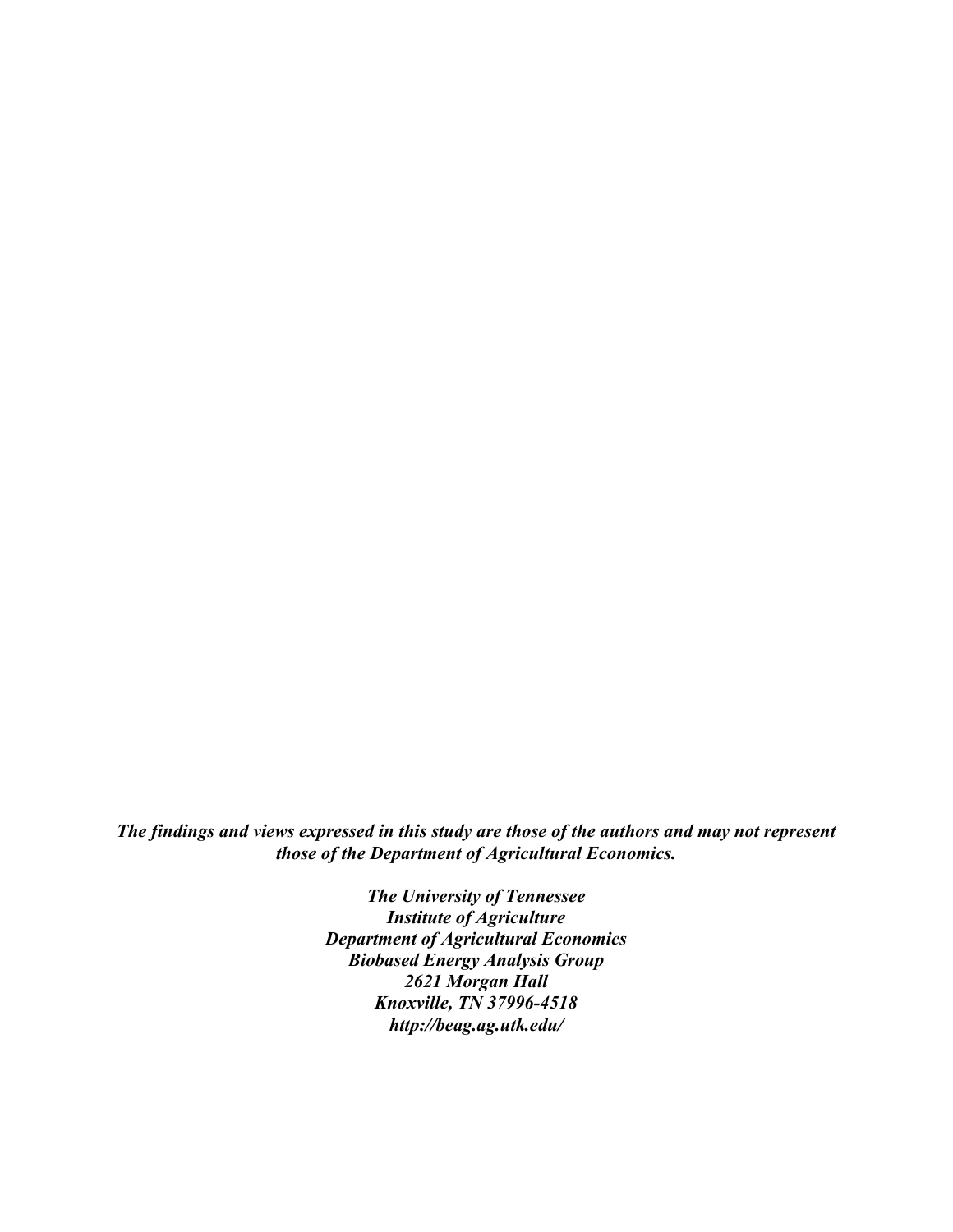***The findings and views expressed in this study are those of the authors and may not represent those of the Department of Agricultural Economics.***

***The University of Tennessee***
***Institute of Agriculture***
***Department of Agricultural Economics***
***Biobased Energy Analysis Group***
***2621 Morgan Hall***
***Knoxville, TN 37996-4518***
***http://beag.ag.utk.edu/***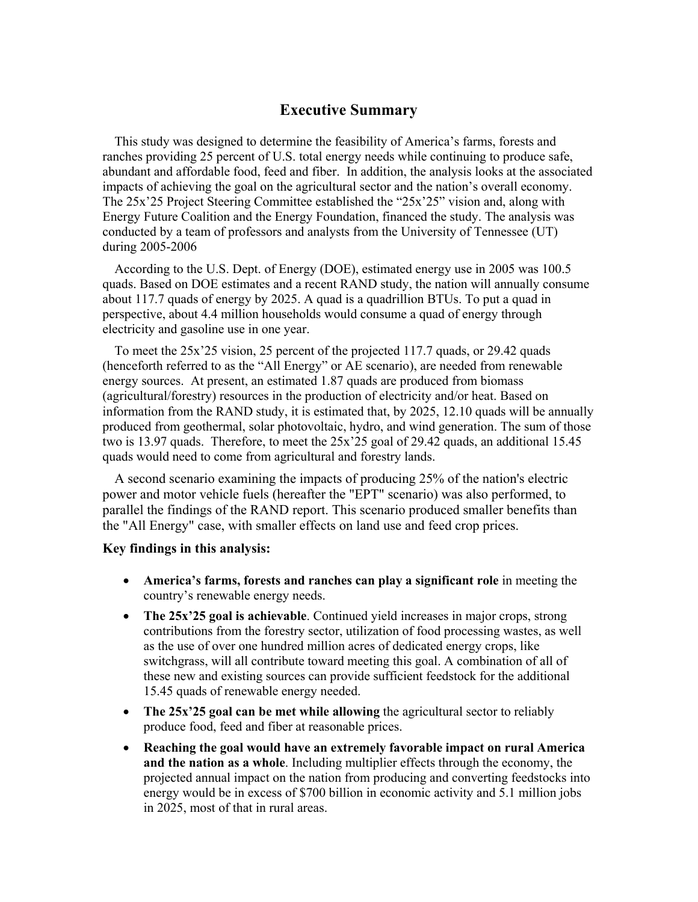# Executive Summary

This study was designed to determine the feasibility of America's farms, forests and ranches providing 25 percent of U.S. total energy needs while continuing to produce safe, abundant and affordable food, feed and fiber. In addition, the analysis looks at the associated impacts of achieving the goal on the agricultural sector and the nation's overall economy. The 25x'25 Project Steering Committee established the "25x'25" vision and, along with Energy Future Coalition and the Energy Foundation, financed the study. The analysis was conducted by a team of professors and analysts from the University of Tennessee (UT) during 2005-2006

According to the U.S. Dept. of Energy (DOE), estimated energy use in 2005 was 100.5 quads. Based on DOE estimates and a recent RAND study, the nation will annually consume about 117.7 quads of energy by 2025. A quad is a quadrillion BTUs. To put a quad in perspective, about 4.4 million households would consume a quad of energy through electricity and gasoline use in one year.

To meet the 25x'25 vision, 25 percent of the projected 117.7 quads, or 29.42 quads (henceforth referred to as the "All Energy" or AE scenario), are needed from renewable energy sources. At present, an estimated 1.87 quads are produced from biomass (agricultural/forestry) resources in the production of electricity and/or heat. Based on information from the RAND study, it is estimated that, by 2025, 12.10 quads will be annually produced from geothermal, solar photovoltaic, hydro, and wind generation. The sum of those two is 13.97 quads. Therefore, to meet the 25x'25 goal of 29.42 quads, an additional 15.45 quads would need to come from agricultural and forestry lands.

A second scenario examining the impacts of producing 25% of the nation's electric power and motor vehicle fuels (hereafter the "EPT" scenario) was also performed, to parallel the findings of the RAND report. This scenario produced smaller benefits than the "All Energy" case, with smaller effects on land use and feed crop prices.

**Key findings in this analysis:**

- **America's farms, forests and ranches can play a significant role** in meeting the country's renewable energy needs.
- **The 25x'25 goal is achievable**. Continued yield increases in major crops, strong contributions from the forestry sector, utilization of food processing wastes, as well as the use of over one hundred million acres of dedicated energy crops, like switchgrass, will all contribute toward meeting this goal. A combination of all of these new and existing sources can provide sufficient feedstock for the additional 15.45 quads of renewable energy needed.
- **The 25x'25 goal can be met while allowing** the agricultural sector to reliably produce food, feed and fiber at reasonable prices.
- **Reaching the goal would have an extremely favorable impact on rural America and the nation as a whole**. Including multiplier effects through the economy, the projected annual impact on the nation from producing and converting feedstocks into energy would be in excess of $700 billion in economic activity and 5.1 million jobs in 2025, most of that in rural areas.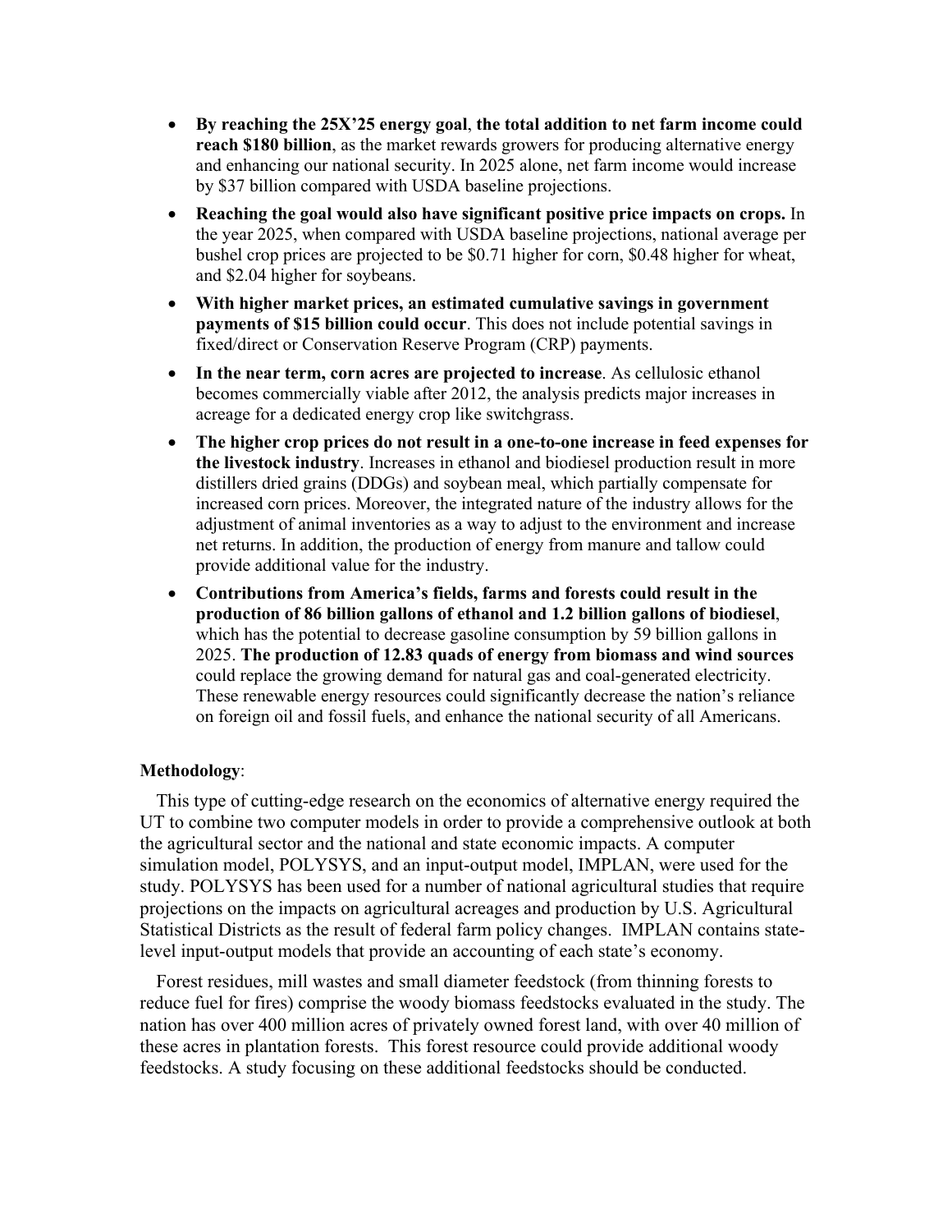- **By reaching the 25X'25 energy goal**, **the total addition to net farm income could reach $180 billion**, as the market rewards growers for producing alternative energy and enhancing our national security. In 2025 alone, net farm income would increase by $37 billion compared with USDA baseline projections.
- **Reaching the goal would also have significant positive price impacts on crops.** In the year 2025, when compared with USDA baseline projections, national average per bushel crop prices are projected to be $0.71 higher for corn, $0.48 higher for wheat, and $2.04 higher for soybeans.
- **With higher market prices, an estimated cumulative savings in government payments of $15 billion could occur**. This does not include potential savings in fixed/direct or Conservation Reserve Program (CRP) payments.
- **In the near term, corn acres are projected to increase**. As cellulosic ethanol becomes commercially viable after 2012, the analysis predicts major increases in acreage for a dedicated energy crop like switchgrass.
- **The higher crop prices do not result in a one-to-one increase in feed expenses for the livestock industry**. Increases in ethanol and biodiesel production result in more distillers dried grains (DDGs) and soybean meal, which partially compensate for increased corn prices. Moreover, the integrated nature of the industry allows for the adjustment of animal inventories as a way to adjust to the environment and increase net returns. In addition, the production of energy from manure and tallow could provide additional value for the industry.
- **Contributions from America's fields, farms and forests could result in the production of 86 billion gallons of ethanol and 1.2 billion gallons of biodiesel**, which has the potential to decrease gasoline consumption by 59 billion gallons in 2025. **The production of 12.83 quads of energy from biomass and wind sources** could replace the growing demand for natural gas and coal-generated electricity. These renewable energy resources could significantly decrease the nation's reliance on foreign oil and fossil fuels, and enhance the national security of all Americans.

**Methodology**:

This type of cutting-edge research on the economics of alternative energy required the UT to combine two computer models in order to provide a comprehensive outlook at both the agricultural sector and the national and state economic impacts. A computer simulation model, POLYSYS, and an input-output model, IMPLAN, were used for the study. POLYSYS has been used for a number of national agricultural studies that require projections on the impacts on agricultural acreages and production by U.S. Agricultural Statistical Districts as the result of federal farm policy changes. IMPLAN contains state-level input-output models that provide an accounting of each state's economy.

Forest residues, mill wastes and small diameter feedstock (from thinning forests to reduce fuel for fires) comprise the woody biomass feedstocks evaluated in the study. The nation has over 400 million acres of privately owned forest land, with over 40 million of these acres in plantation forests. This forest resource could provide additional woody feedstocks. A study focusing on these additional feedstocks should be conducted.